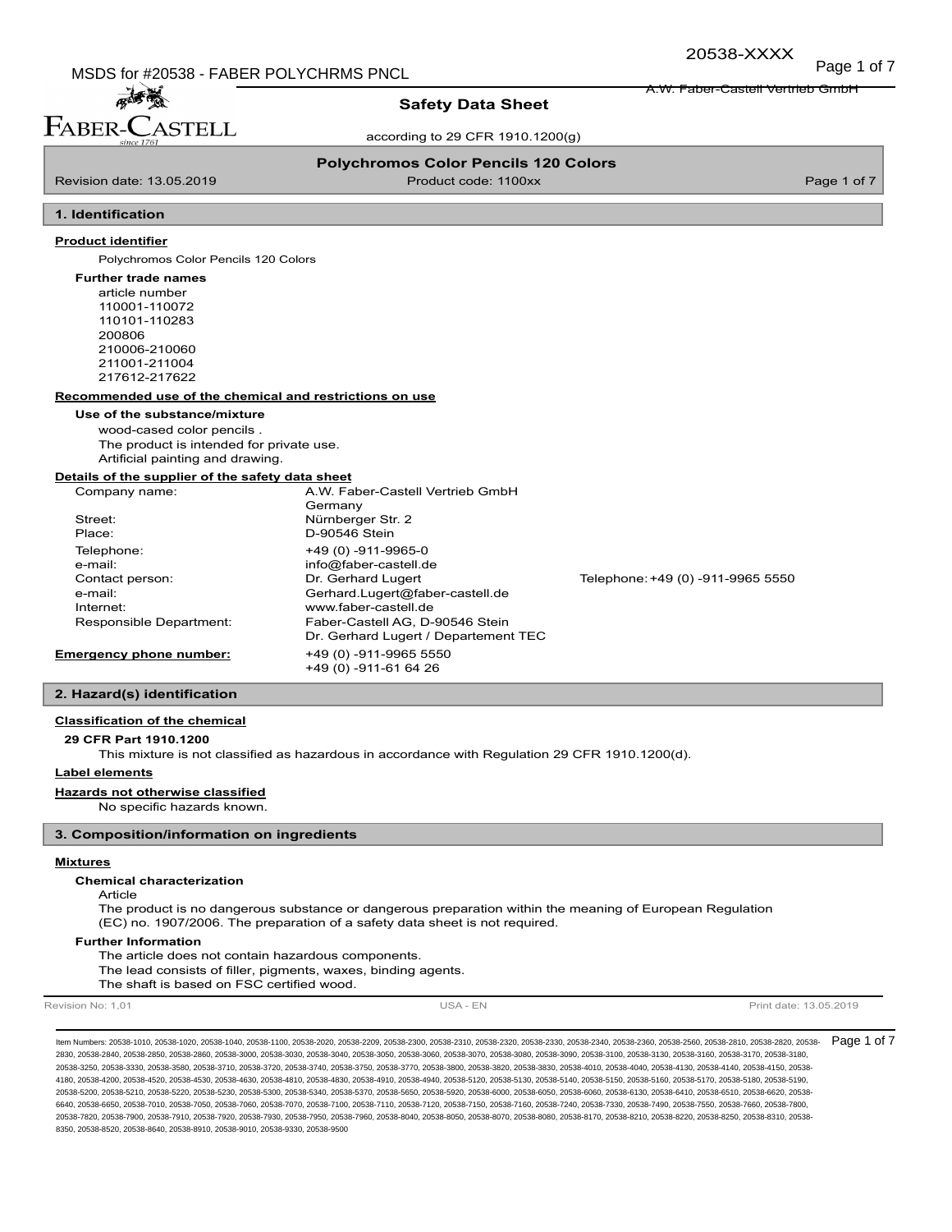# Safety Data Sheet

according to 29 CFR 1910.1200(g)

**Polychromos Color Pencils 120 Colors**

Revision date: 13.05.2019 | Product code: 1100xx

## 1. Identification

**Product identifier**

Polychromos Color Pencils 120 Colors

**Further trade names**

article number
110001-110072
110101-110283
200806
210006-210060
211001-211004
217612-217622

**Recommended use of the chemical and restrictions on use**

**Use of the substance/mixture**

wood-cased color pencils .
The product is intended for private use.
Artificial painting and drawing.

**Details of the supplier of the safety data sheet**

| | | |
|---|---|---|
| Company name: | A.W. Faber-Castell Vertrieb GmbH<br>Germany | |
| Street: | Nürnberger Str. 2 | |
| Place: | D-90546 Stein | |
| Telephone: | +49 (0) -911-9965-0 | |
| e-mail: | info@faber-castell.de | |
| Contact person: | Dr. Gerhard Lugert | Telephone: +49 (0) -911-9965 5550 |
| e-mail: | Gerhard.Lugert@faber-castell.de | |
| Internet: | www.faber-castell.de | |
| Responsible Department: | Faber-Castell AG, D-90546 Stein<br>Dr. Gerhard Lugert / Departement TEC | |

**Emergency phone number:** +49 (0) -911-9965 5550
+49 (0) -911-61 64 26

## 2. Hazard(s) identification

**Classification of the chemical**

**29 CFR Part 1910.1200**

This mixture is not classified as hazardous in accordance with Regulation 29 CFR 1910.1200(d).

**Label elements**

**Hazards not otherwise classified**

No specific hazards known.

## 3. Composition/information on ingredients

**Mixtures**

**Chemical characterization**

Article
The product is no dangerous substance or dangerous preparation within the meaning of European Regulation (EC) no. 1907/2006. The preparation of a safety data sheet is not required.

**Further Information**

The article does not contain hazardous components.
The lead consists of filler, pigments, waxes, binding agents.
The shaft is based on FSC certified wood.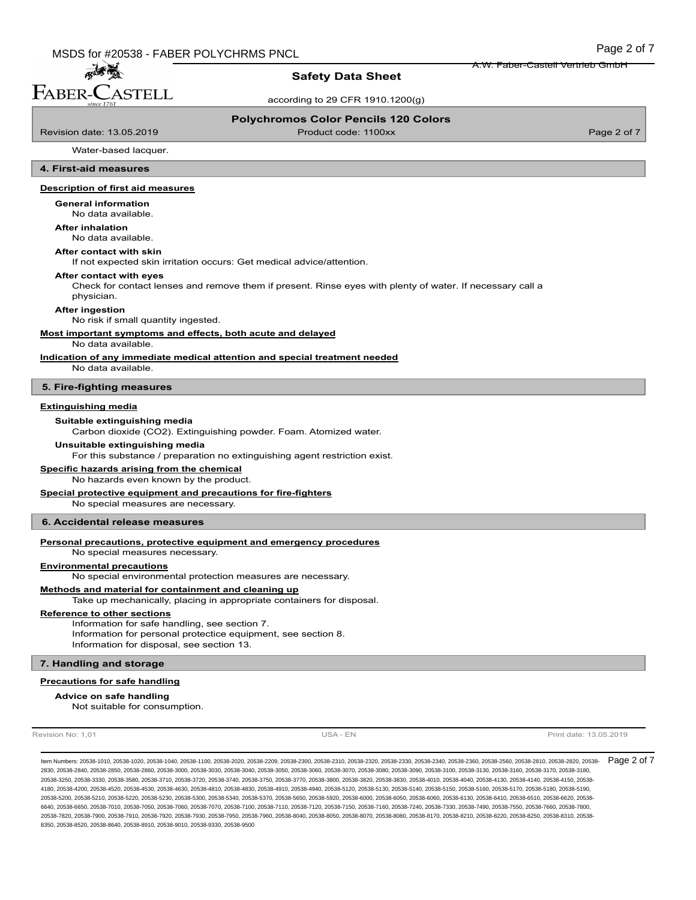Water-based lacquer.

## 4. First-aid measures

### Description of first aid measures

**General information**

No data available.

**After inhalation**

No data available.

**After contact with skin**

If not expected skin irritation occurs: Get medical advice/attention.

**After contact with eyes**

Check for contact lenses and remove them if present. Rinse eyes with plenty of water. If necessary call a physician.

**After ingestion**

No risk if small quantity ingested.

### Most important symptoms and effects, both acute and delayed

No data available.

### Indication of any immediate medical attention and special treatment needed

No data available.

## 5. Fire-fighting measures

### Extinguishing media

**Suitable extinguishing media**

Carbon dioxide ($CO_2$). Extinguishing powder. Foam. Atomized water.

**Unsuitable extinguishing media**

For this substance / preparation no extinguishing agent restriction exist.

### Specific hazards arising from the chemical

No hazards even known by the product.

### Special protective equipment and precautions for fire-fighters

No special measures are necessary.

## 6. Accidental release measures

### Personal precautions, protective equipment and emergency procedures

No special measures necessary.

### Environmental precautions

No special environmental protection measures are necessary.

### Methods and material for containment and cleaning up

Take up mechanically, placing in appropriate containers for disposal.

### Reference to other sections

Information for safe handling, see section 7.
Information for personal protectice equipment, see section 8.
Information for disposal, see section 13.

## 7. Handling and storage

### Precautions for safe handling

**Advice on safe handling**

Not suitable for consumption.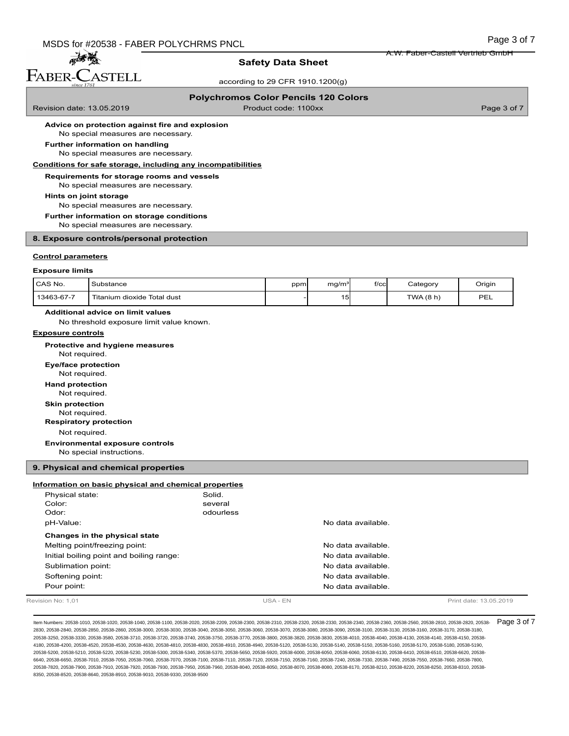**Advice on protection against fire and explosion**

No special measures are necessary.

**Further information on handling**

No special measures are necessary.

**Conditions for safe storage, including any incompatibilities**

**Requirements for storage rooms and vessels**

No special measures are necessary.

**Hints on joint storage**

No special measures are necessary.

**Further information on storage conditions**

No special measures are necessary.

## 8. Exposure controls/personal protection

**Control parameters**

**Exposure limits**

| CAS No. | Substance | ppm | mg/m³ | f/cc | Category | Origin |
|---|---|---|---|---|---|---|
| 13463-67-7 | Titanium dioxide Total dust | - | 15 | | TWA (8 h) | PEL |

**Additional advice on limit values**

No threshold exposure limit value known.

**Exposure controls**

**Protective and hygiene measures**

Not required.

**Eye/face protection**

Not required.

**Hand protection**

Not required.

**Skin protection**

Not required.

**Respiratory protection**

Not required.

**Environmental exposure controls**

No special instructions.

## 9. Physical and chemical properties

**Information on basic physical and chemical properties**

Physical state: Solid.
Color: several
Odor: odourless
pH-Value: No data available.

**Changes in the physical state**

Melting point/freezing point: No data available.
Initial boiling point and boiling range: No data available.
Sublimation point: No data available.
Softening point: No data available.
Pour point: No data available.

Item Numbers: 20538-1010, 20538-1020, 20538-1040, 20538-1100, 20538-2020, 20538-2209, 20538-2300, 20538-2310, 20538-2320, 20538-2330, 20538-2340, 20538-2360, 20538-2560, 20538-2810, 20538-2820, 20538-2830, 20538-2840, 20538-2850, 20538-2860, 20538-3000, 20538-3030, 20538-3040, 20538-3050, 20538-3060, 20538-3070, 20538-3080, 20538-3090, 20538-3100, 20538-3130, 20538-3160, 20538-3170, 20538-3180, 20538-3250, 20538-3330, 20538-3580, 20538-3710, 20538-3720, 20538-3740, 20538-3750, 20538-3770, 20538-3800, 20538-3820, 20538-3830, 20538-4010, 20538-4040, 20538-4130, 20538-4140, 20538-4150, 20538-4180, 20538-4200, 20538-4520, 20538-4530, 20538-4630, 20538-4810, 20538-4830, 20538-4910, 20538-4940, 20538-5120, 20538-5130, 20538-5140, 20538-5150, 20538-5160, 20538-5170, 20538-5180, 20538-5190, 20538-5200, 20538-5210, 20538-5220, 20538-5230, 20538-5300, 20538-5340, 20538-5370, 20538-5650, 20538-5920, 20538-6000, 20538-6050, 20538-6060, 20538-6130, 20538-6410, 20538-6510, 20538-6620, 20538-6640, 20538-6650, 20538-7010, 20538-7050, 20538-7060, 20538-7070, 20538-7100, 20538-7110, 20538-7120, 20538-7150, 20538-7160, 20538-7240, 20538-7330, 20538-7490, 20538-7550, 20538-7660, 20538-7800, 20538-7820, 20538-7900, 20538-7910, 20538-7920, 20538-7930, 20538-7950, 20538-7960, 20538-8040, 20538-8050, 20538-8070, 20538-8080, 20538-8170, 20538-8210, 20538-8220, 20538-8250, 20538-8310, 20538-8350, 20538-8520, 20538-8640, 20538-8910, 20538-9010, 20538-9330, 20538-9500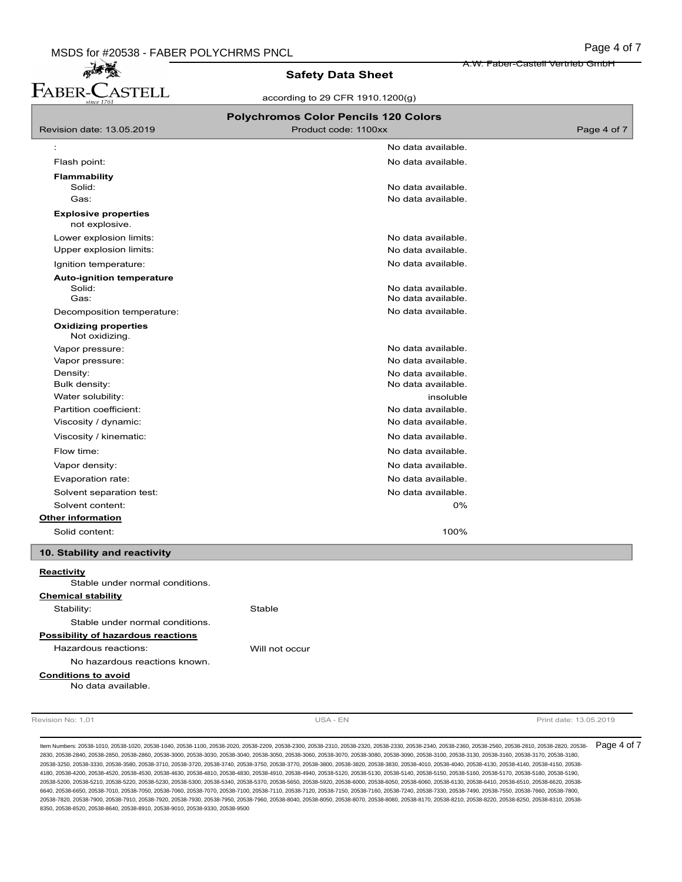| | |
|---|---|
| : | No data available. |
| Flash point: | No data available. |
| **Flammability** | |
| Solid: | No data available. |
| Gas: | No data available. |
| **Explosive properties** | |
| not explosive. | |
| Lower explosion limits: | No data available. |
| Upper explosion limits: | No data available. |
| Ignition temperature: | No data available. |
| **Auto-ignition temperature** | |
| Solid: | No data available. |
| Gas: | No data available. |
| Decomposition temperature: | No data available. |
| **Oxidizing properties** | |
| Not oxidizing. | |
| Vapor pressure: | No data available. |
| Vapor pressure: | No data available. |
| Density: | No data available. |
| Bulk density: | No data available. |
| Water solubility: | insoluble |
| Partition coefficient: | No data available. |
| Viscosity / dynamic: | No data available. |
| Viscosity / kinematic: | No data available. |
| Flow time: | No data available. |
| Vapor density: | No data available. |
| Evaporation rate: | No data available. |
| Solvent separation test: | No data available. |
| Solvent content: | 0% |

**Other information**

| | |
|---|---|
| Solid content: | 100% |

## 10. Stability and reactivity

**Reactivity**

Stable under normal conditions.

**Chemical stability**

Stability: Stable

Stable under normal conditions.

**Possibility of hazardous reactions**

Hazardous reactions: Will not occur

No hazardous reactions known.

**Conditions to avoid**

No data available.

Revision No: 1,01 | USA - EN | Print date: 13.05.2019

Item Numbers: 20538-1010, 20538-1020, 20538-1040, 20538-1100, 20538-2020, 20538-2209, 20538-2300, 20538-2310, 20538-2320, 20538-2330, 20538-2340, 20538-2360, 20538-2560, 20538-2810, 20538-2820, 20538-2830, 20538-2840, 20538-2850, 20538-2860, 20538-3000, 20538-3030, 20538-3040, 20538-3050, 20538-3060, 20538-3070, 20538-3080, 20538-3090, 20538-3100, 20538-3130, 20538-3160, 20538-3170, 20538-3180, 20538-3250, 20538-3330, 20538-3580, 20538-3710, 20538-3720, 20538-3740, 20538-3750, 20538-3770, 20538-3800, 20538-3820, 20538-3830, 20538-4010, 20538-4040, 20538-4130, 20538-4140, 20538-4150, 20538-4180, 20538-4200, 20538-4520, 20538-4530, 20538-4630, 20538-4810, 20538-4830, 20538-4910, 20538-4940, 20538-5120, 20538-5130, 20538-5140, 20538-5150, 20538-5160, 20538-5170, 20538-5180, 20538-5190, 20538-5200, 20538-5210, 20538-5220, 20538-5230, 20538-5300, 20538-5340, 20538-5370, 20538-5650, 20538-5920, 20538-6000, 20538-6050, 20538-6060, 20538-6130, 20538-6410, 20538-6510, 20538-6620, 20538-6640, 20538-6650, 20538-7010, 20538-7050, 20538-7060, 20538-7070, 20538-7100, 20538-7110, 20538-7120, 20538-7150, 20538-7160, 20538-7240, 20538-7330, 20538-7490, 20538-7550, 20538-7660, 20538-7800, 20538-7820, 20538-7900, 20538-7910, 20538-7920, 20538-7930, 20538-7950, 20538-7960, 20538-8040, 20538-8050, 20538-8070, 20538-8080, 20538-8170, 20538-8210, 20538-8220, 20538-8250, 20538-8310, 20538-8350, 20538-8520, 20538-8640, 20538-8910, 20538-9010, 20538-9330, 20538-9500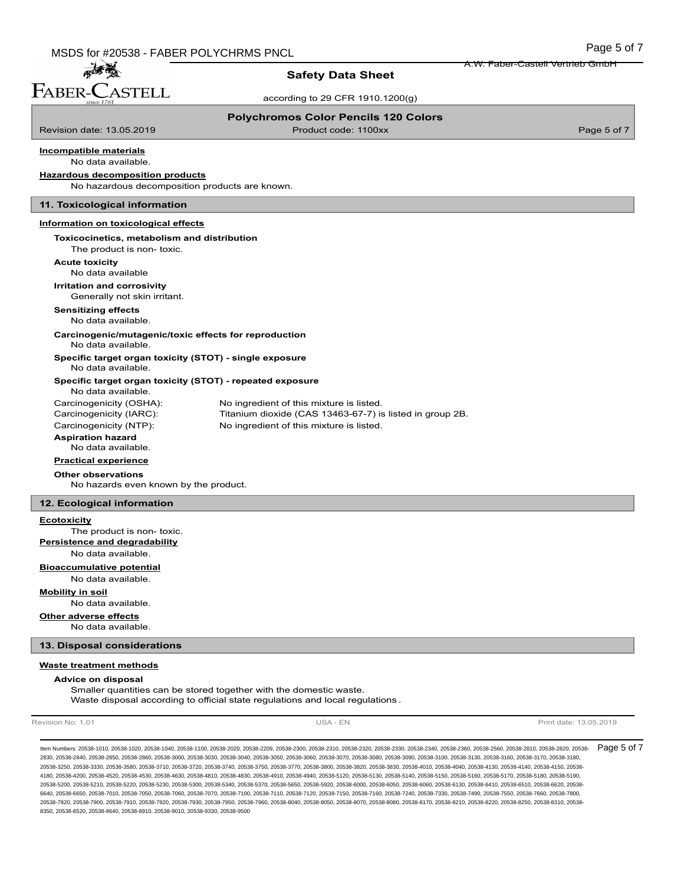**Incompatible materials**

No data available.

**Hazardous decomposition products**

No hazardous decomposition products are known.

## 11. Toxicological information

**Information on toxicological effects**

**Toxicocinetics, metabolism and distribution**

The product is non- toxic.

**Acute toxicity**

No data available

**Irritation and corrosivity**

Generally not skin irritant.

**Sensitizing effects**

No data available.

**Carcinogenic/mutagenic/toxic effects for reproduction**

No data available.

**Specific target organ toxicity (STOT) - single exposure**

No data available.

**Specific target organ toxicity (STOT) - repeated exposure**

No data available.

| | |
|---|---|
| Carcinogenicity (OSHA): | No ingredient of this mixture is listed. |
| Carcinogenicity (IARC): | Titanium dioxide (CAS 13463-67-7) is listed in group 2B. |
| Carcinogenicity (NTP): | No ingredient of this mixture is listed. |

**Aspiration hazard**

No data available.

**Practical experience**

**Other observations**

No hazards even known by the product.

## 12. Ecological information

**Ecotoxicity**

The product is non- toxic.

**Persistence and degradability**

No data available.

**Bioaccumulative potential**

No data available.

**Mobility in soil**

No data available.

**Other adverse effects**

No data available.

## 13. Disposal considerations

**Waste treatment methods**

**Advice on disposal**

Smaller quantities can be stored together with the domestic waste.
Waste disposal according to official state regulations and local regulations .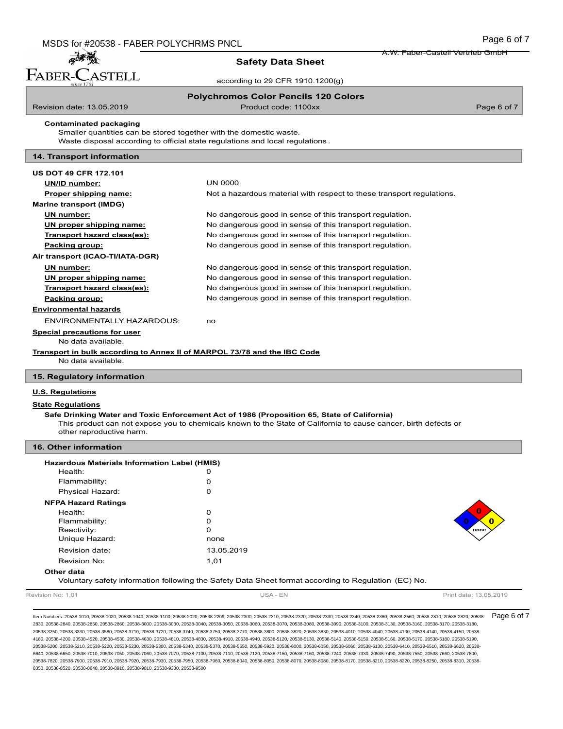**Contaminated packaging**

Smaller quantities can be stored together with the domestic waste.
Waste disposal according to official state regulations and local regulations .

## 14. Transport information

**US DOT 49 CFR 172.101**

| | |
|---|---|
| **UN/ID number:** | UN 0000 |
| **Proper shipping name:** | Not a hazardous material with respect to these transport regulations. |

**Marine transport (IMDG)**

| | |
|---|---|
| **UN number:** | No dangerous good in sense of this transport regulation. |
| **UN proper shipping name:** | No dangerous good in sense of this transport regulation. |
| **Transport hazard class(es):** | No dangerous good in sense of this transport regulation. |
| **Packing group:** | No dangerous good in sense of this transport regulation. |

**Air transport (ICAO-TI/IATA-DGR)**

| | |
|---|---|
| **UN number:** | No dangerous good in sense of this transport regulation. |
| **UN proper shipping name:** | No dangerous good in sense of this transport regulation. |
| **Transport hazard class(es):** | No dangerous good in sense of this transport regulation. |
| **Packing group:** | No dangerous good in sense of this transport regulation. |

**Environmental hazards**

ENVIRONMENTALLY HAZARDOUS: no

**Special precautions for user**

No data available.

**Transport in bulk according to Annex II of MARPOL 73/78 and the IBC Code**

No data available.

## 15. Regulatory information

**U.S. Regulations**

**State Regulations**

**Safe Drinking Water and Toxic Enforcement Act of 1986 (Proposition 65, State of California)**

This product can not expose you to chemicals known to the State of California to cause cancer, birth defects or other reproductive harm.

## 16. Other information

**Hazardous Materials Information Label (HMIS)**

| | |
|---|---|
| Health: | 0 |
| Flammability: | 0 |
| Physical Hazard: | 0 |

**NFPA Hazard Ratings**

| | |
|---|---|
| Health: | 0 |
| Flammability: | 0 |
| Reactivity: | 0 |
| Unique Hazard: | none |
| Revision date: | 13.05.2019 |
| Revision No: | 1,01 |

**Other data**

Voluntary safety information following the Safety Data Sheet format according to Regulation (EC) No.

Item Numbers: 20538-1010, 20538-1020, 20538-1040, 20538-1100, 20538-2020, 20538-2209, 20538-2300, 20538-2310, 20538-2320, 20538-2330, 20538-2340, 20538-2360, 20538-2560, 20538-2810, 20538-2820, 20538-2830, 20538-2840, 20538-2850, 20538-2860, 20538-3000, 20538-3030, 20538-3040, 20538-3050, 20538-3060, 20538-3070, 20538-3080, 20538-3090, 20538-3100, 20538-3130, 20538-3160, 20538-3170, 20538-3180, 20538-3250, 20538-3330, 20538-3580, 20538-3710, 20538-3720, 20538-3740, 20538-3750, 20538-3770, 20538-3800, 20538-3820, 20538-3830, 20538-4010, 20538-4040, 20538-4130, 20538-4140, 20538-4150, 20538-4180, 20538-4200, 20538-4520, 20538-4530, 20538-4630, 20538-4810, 20538-4830, 20538-4910, 20538-4940, 20538-5120, 20538-5130, 20538-5140, 20538-5150, 20538-5160, 20538-5170, 20538-5180, 20538-5190, 20538-5200, 20538-5210, 20538-5220, 20538-5230, 20538-5300, 20538-5340, 20538-5370, 20538-5650, 20538-5920, 20538-6000, 20538-6050, 20538-6060, 20538-6130, 20538-6410, 20538-6510, 20538-6620, 20538-6640, 20538-6650, 20538-7010, 20538-7050, 20538-7060, 20538-7070, 20538-7100, 20538-7110, 20538-7120, 20538-7150, 20538-7160, 20538-7240, 20538-7330, 20538-7490, 20538-7550, 20538-7660, 20538-7800, 20538-7820, 20538-7900, 20538-7910, 20538-7920, 20538-7930, 20538-7950, 20538-7960, 20538-8040, 20538-8050, 20538-8070, 20538-8080, 20538-8170, 20538-8210, 20538-8220, 20538-8250, 20538-8310, 20538-8350, 20538-8520, 20538-8640, 20538-8910, 20538-9010, 20538-9330, 20538-9500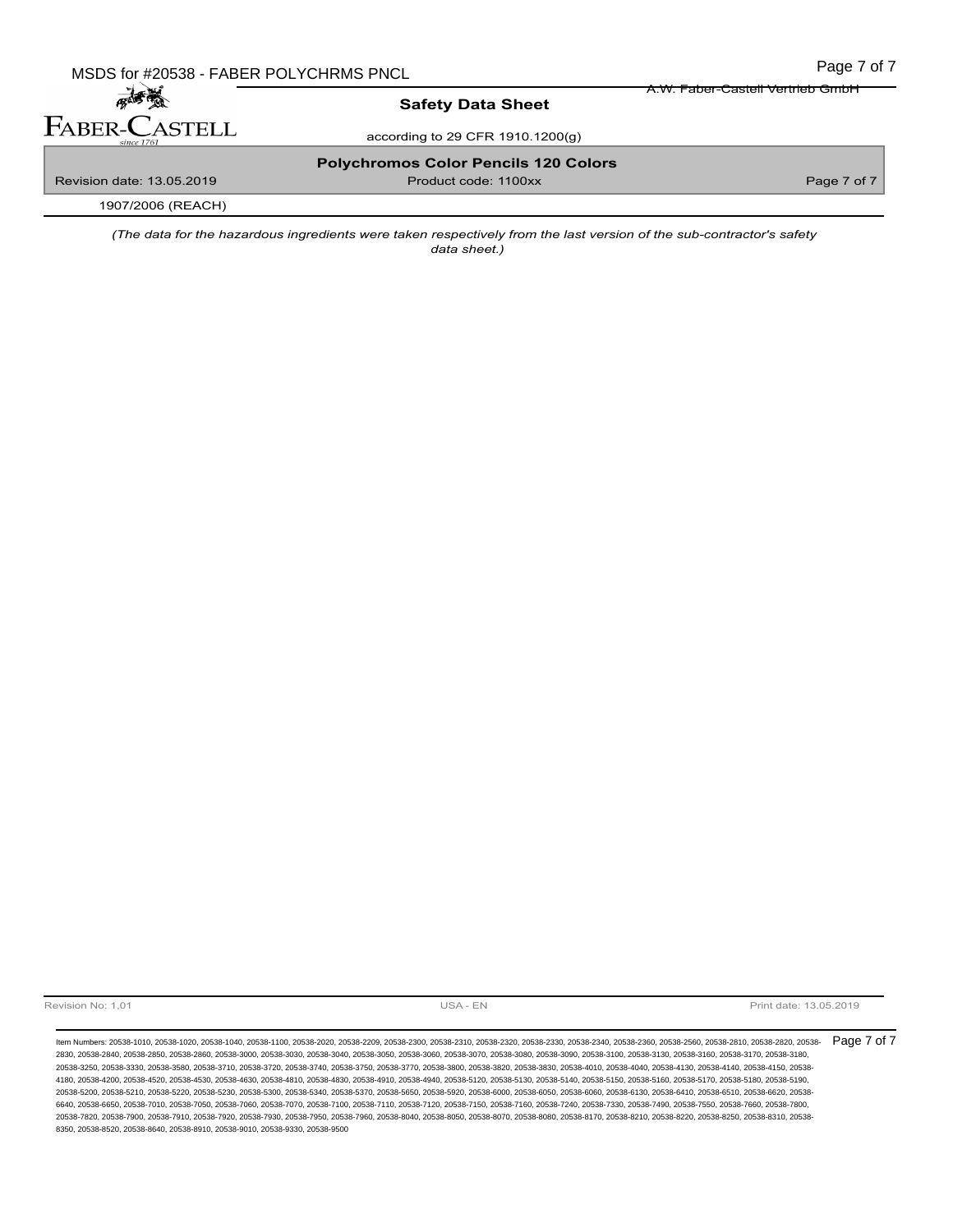1907/2006 (REACH)

*(The data for the hazardous ingredients were taken respectively from the last version of the sub-contractor's safety data sheet.)*

Item Numbers: 20538-1010, 20538-1020, 20538-1040, 20538-1100, 20538-2020, 20538-2209, 20538-2300, 20538-2310, 20538-2320, 20538-2330, 20538-2340, 20538-2360, 20538-2560, 20538-2810, 20538-2820, 20538-2830, 20538-2840, 20538-2850, 20538-2860, 20538-3000, 20538-3030, 20538-3040, 20538-3050, 20538-3060, 20538-3070, 20538-3080, 20538-3090, 20538-3100, 20538-3130, 20538-3160, 20538-3170, 20538-3180, 20538-3250, 20538-3330, 20538-3580, 20538-3710, 20538-3720, 20538-3740, 20538-3750, 20538-3770, 20538-3800, 20538-3820, 20538-3830, 20538-4010, 20538-4040, 20538-4130, 20538-4140, 20538-4150, 20538-4180, 20538-4200, 20538-4520, 20538-4530, 20538-4630, 20538-4810, 20538-4830, 20538-4910, 20538-4940, 20538-5120, 20538-5130, 20538-5140, 20538-5150, 20538-5160, 20538-5170, 20538-5180, 20538-5190, 20538-5200, 20538-5210, 20538-5220, 20538-5230, 20538-5300, 20538-5340, 20538-5370, 20538-5650, 20538-5920, 20538-6000, 20538-6050, 20538-6060, 20538-6130, 20538-6410, 20538-6510, 20538-6620, 20538-6640, 20538-6650, 20538-7010, 20538-7050, 20538-7060, 20538-7070, 20538-7100, 20538-7110, 20538-7120, 20538-7150, 20538-7160, 20538-7240, 20538-7330, 20538-7490, 20538-7550, 20538-7660, 20538-7800, 20538-7820, 20538-7900, 20538-7910, 20538-7920, 20538-7930, 20538-7950, 20538-7960, 20538-8040, 20538-8050, 20538-8070, 20538-8080, 20538-8170, 20538-8210, 20538-8220, 20538-8250, 20538-8310, 20538-8350, 20538-8520, 20538-8640, 20538-8910, 20538-9010, 20538-9330, 20538-9500